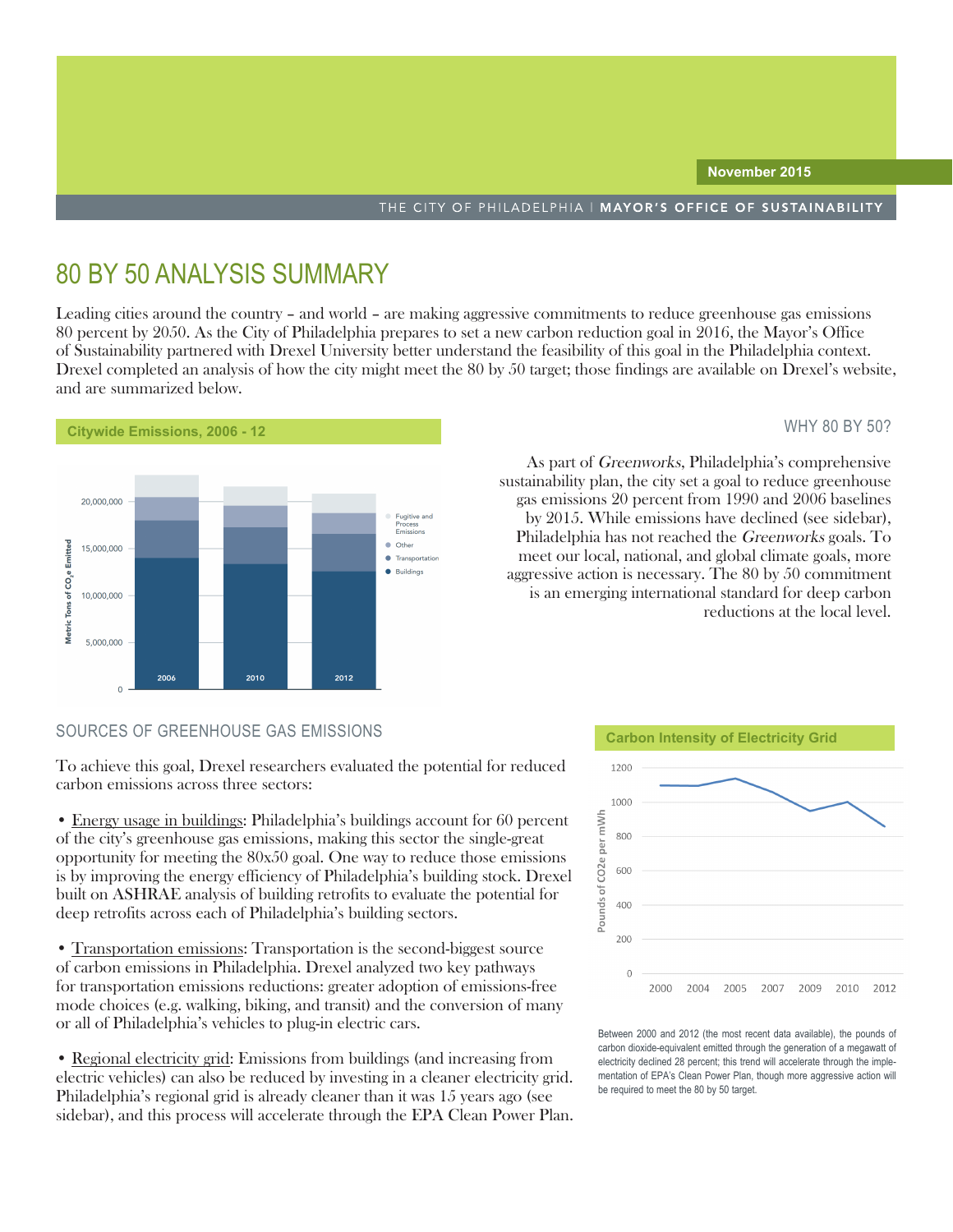November 2015

THE CITY OF PHILADELPHIA | **MAYOR'S OFFICE OF SUSTAINABILITY**

# 80 BY 50 ANALYSIS SUMMARY

Leading cities around the country – and world – are making aggressive commitments to reduce greenhouse gas emissions 80 percent by 2050. As the City of Philadelphia prepares to set a new carbon reduction goal in 2016, the Mayor's Office of Sustainability partnered with Drexel University better understand the feasibility of this goal in the Philadelphia context. Drexel completed an analysis of how the city might meet the 80 by 50 target; those findings are available on Drexel's website, and are summarized below.

**Citywide Emissions, 2006 - 12**

## WHY 80 BY 50?

As part of *Greenworks*, Philadelphia's comprehensive sustainability plan, the city set a goal to reduce greenhouse gas emissions 20 percent from 1990 and 2006 baselines by 2015. While emissions have declined (see sidebar), Philadelphia has not reached the *Greenworks* goals. To meet our local, national, and global climate goals, more aggressive action is necessary. The 80 by 50 commitment is an emerging international standard for deep carbon reductions at the local level.

## SOURCES OF GREENHOUSE GAS EMISSIONS

To achieve this goal, Drexel researchers evaluated the potential for reduced carbon emissions across three sectors:

- Energy usage in buildings: Philadelphia's buildings account for 60 percent of the city's greenhouse gas emissions, making this sector the single-great opportunity for meeting the 80x50 goal. One way to reduce those emissions is by improving the energy efficiency of Philadelphia's building stock. Drexel built on ASHRAE analysis of building retrofits to evaluate the potential for deep retrofits across each of Philadelphia's building sectors.

- Transportation emissions: Transportation is the second-biggest source of carbon emissions in Philadelphia. Drexel analyzed two key pathways for transportation emissions reductions: greater adoption of emissions-free mode choices (e.g. walking, biking, and transit) and the conversion of many or all of Philadelphia's vehicles to plug-in electric cars.

- Regional electricity grid: Emissions from buildings (and increasing from electric vehicles) can also be reduced by investing in a cleaner electricity grid. Philadelphia's regional grid is already cleaner than it was 15 years ago (see sidebar), and this process will accelerate through the EPA Clean Power Plan.

**Carbon Intensity of Electricity Grid**

Between 2000 and 2012 (the most recent data available), the pounds of carbon dioxide-equivalent emitted through the generation of a megawatt of electricity declined 28 percent; this trend will accelerate through the implementation of EPA's Clean Power Plan, though more aggressive action will be required to meet the 80 by 50 target.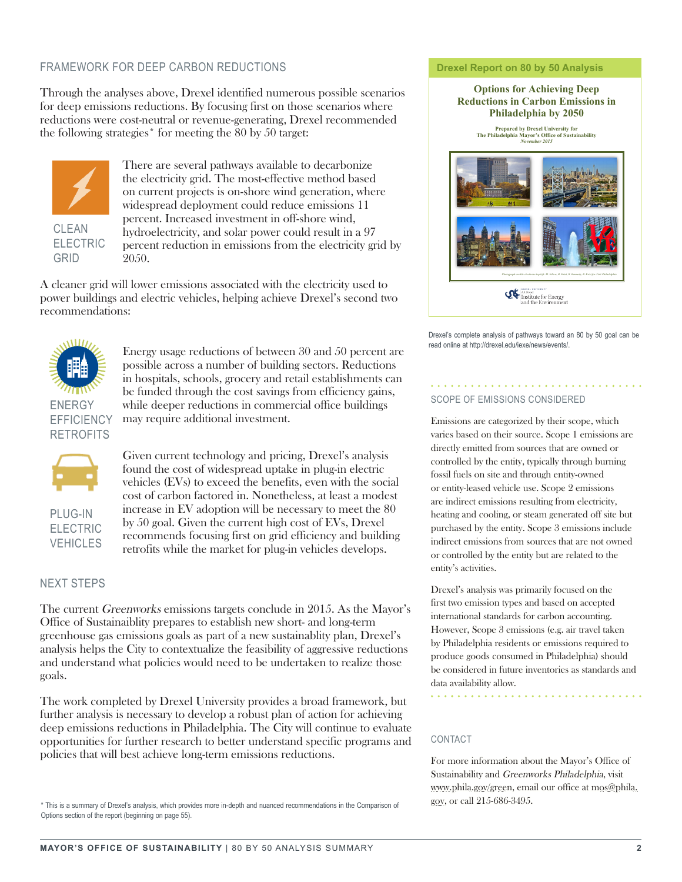## FRAMEWORK FOR DEEP CARBON REDUCTIONS

Through the analyses above, Drexel identified numerous possible scenarios for deep emissions reductions. By focusing first on those scenarios where reductions were cost-neutral or revenue-generating, Drexel recommended the following strategies* for meeting the 80 by 50 target:

### CLEAN ELECTRIC GRID

There are several pathways available to decarbonize the electricity grid. The most-effective method based on current projects is on-shore wind generation, where widespread deployment could reduce emissions 11 percent. Increased investment in off-shore wind, hydroelectricity, and solar power could result in a 97 percent reduction in emissions from the electricity grid by 2050.

A cleaner grid will lower emissions associated with the electricity used to power buildings and electric vehicles, helping achieve Drexel's second two recommendations:

### ENERGY EFFICIENCY RETROFITS

Energy usage reductions of between 30 and 50 percent are possible across a number of building sectors. Reductions in hospitals, schools, grocery and retail establishments can be funded through the cost savings from efficiency gains, while deeper reductions in commercial office buildings may require additional investment.

### PLUG-IN ELECTRIC VEHICLES

Given current technology and pricing, Drexel's analysis found the cost of widespread uptake in plug-in electric vehicles (EVs) to exceed the benefits, even with the social cost of carbon factored in. Nonetheless, at least a modest increase in EV adoption will be necessary to meet the 80 by 50 goal. Given the current high cost of EVs, Drexel recommends focusing first on grid efficiency and building retrofits while the market for plug-in vehicles develops.

## NEXT STEPS

The current *Greenworks* emissions targets conclude in 2015. As the Mayor's Office of Sustainaiblity prepares to establish new short- and long-term greenhouse gas emissions goals as part of a new sustainablity plan, Drexel's analysis helps the City to contextualize the feasibility of aggressive reductions and understand what policies would need to be undertaken to realize those goals.

The work completed by Drexel University provides a broad framework, but further analysis is necessary to develop a robust plan of action for achieving deep emissions reductions in Philadelphia. The City will continue to evaluate opportunities for further research to better understand specific programs and policies that will best achieve long-term emissions reductions.

\* This is a summary of Drexel's analysis, which provides more in-depth and nuanced recommendations in the Comparison of Options section of the report (beginning on page 55).

**Drexel Report on 80 by 50 Analysis**

**Options for Achieving Deep Reductions in Carbon Emissions in Philadelphia by 2050**

Prepared by Drexel University for The Philadelphia Mayor's Office of Sustainability
*November 2015*

Institute for Energy and the Environment

Drexel's complete analysis of pathways toward an 80 by 50 goal can be read online at http://drexel.edu/iexe/news/events/.

## SCOPE OF EMISSIONS CONSIDERED

Emissions are categorized by their scope, which varies based on their source. Scope 1 emissions are directly emitted from sources that are owned or controlled by the entity, typically through burning fossil fuels on site and through entity-owned or entity-leased vehicle use. Scope 2 emissions are indirect emissions resulting from electricity, heating and cooling, or steam generated off site but purchased by the entity. Scope 3 emissions include indirect emissions from sources that are not owned or controlled by the entity but are related to the entity's activities.

Drexel's analysis was primarily focused on the first two emission types and based on accepted international standards for carbon accounting. However, Scope 3 emissions (e.g. air travel taken by Philadelphia residents or emissions required to produce goods consumed in Philadelphia) should be considered in future inventories as standards and data availability allow.

## CONTACT

For more information about the Mayor's Office of Sustainability and *Greenworks Philadelphia*, visit www.phila.gov/green, email our office at mos@phila.gov, or call 215-686-3495.